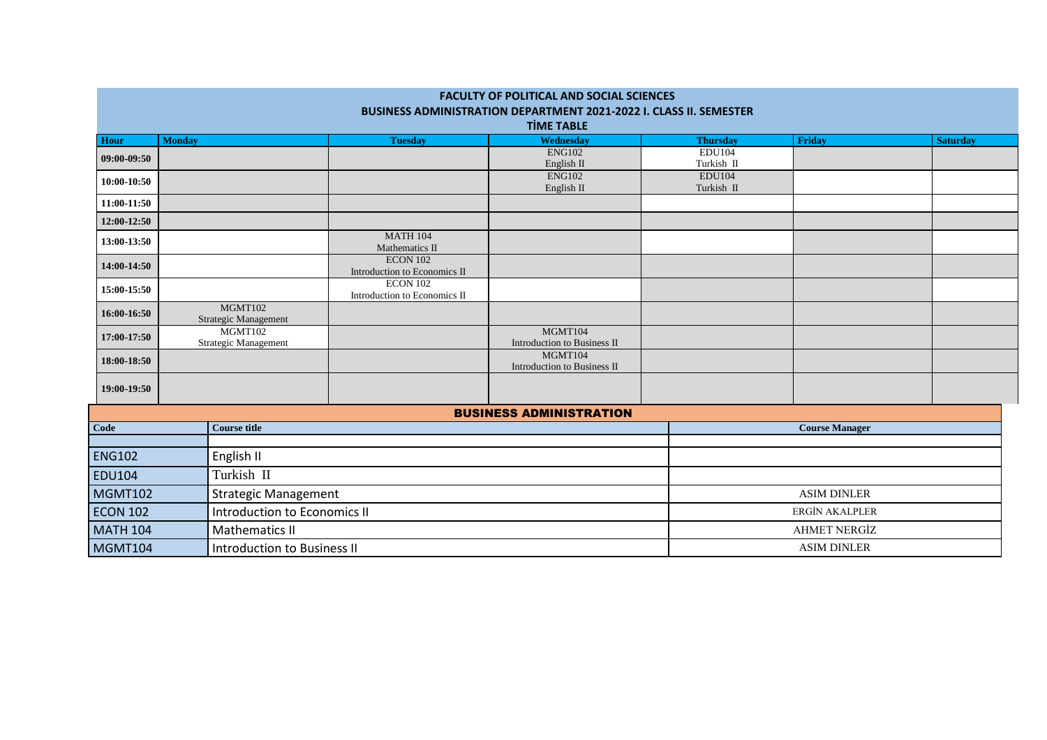# FACULTY OF POLITICAL AND SOCIAL SCIENCES

## BUSINESS ADMINISTRATION DEPARTMENT 2021-2022 I. CLASS II. SEMESTER

### TİME TABLE

| Hour | Monday | Tuesday | Wednesday | Thursday | Friday | Saturday |
|---|---|---|---|---|---|---|
| 09:00-09:50 | | | ENG102<br>English II | EDU104<br>Turkish II | | |
| 10:00-10:50 | | | ENG102<br>English II | EDU104<br>Turkish II | | |
| 11:00-11:50 | | | | | | |
| 12:00-12:50 | | | | | | |
| 13:00-13:50 | | MATH 104<br>Mathematics II | | | | |
| 14:00-14:50 | | ECON 102<br>Introduction to Economics II | | | | |
| 15:00-15:50 | | ECON 102<br>Introduction to Economics II | | | | |
| 16:00-16:50 | MGMT102<br>Strategic Management | | | | | |
| 17:00-17:50 | MGMT102<br>Strategic Management | | MGMT104<br>Introduction to Business II | | | |
| 18:00-18:50 | | | MGMT104<br>Introduction to Business II | | | |
| 19:00-19:50 | | | | | | |

## BUSINESS ADMINISTRATION

| Code | Course title | Course Manager |
|---|---|---|
| | | |
| ENG102 | English II | |
| EDU104 | Turkish II | |
| MGMT102 | Strategic Management | ASIM DINLER |
| ECON 102 | Introduction to Economics II | ERGİN AKALPLER |
| MATH 104 | Mathematics II | AHMET NERGİZ |
| MGMT104 | Introduction to Business II | ASIM DINLER |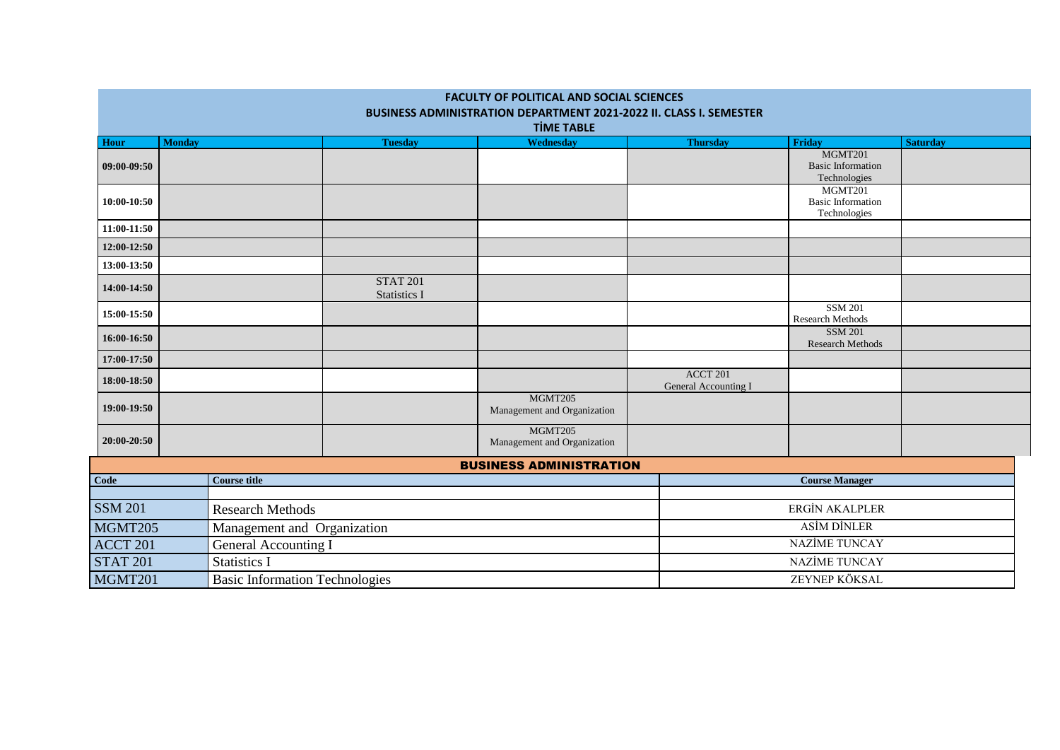# FACULTY OF POLITICAL AND SOCIAL SCIENCES

## BUSINESS ADMINISTRATION DEPARTMENT 2021-2022 II. CLASS I. SEMESTER

### TİME TABLE

| Hour | Monday | Tuesday | Wednesday | Thursday | Friday | Saturday |
|---|---|---|---|---|---|---|
| 09:00-09:50 | | | | | MGMT201 Basic Information Technologies | |
| 10:00-10:50 | | | | | MGMT201 Basic Information Technologies | |
| 11:00-11:50 | | | | | | |
| 12:00-12:50 | | | | | | |
| 13:00-13:50 | | | | | | |
| 14:00-14:50 | | STAT 201 Statistics I | | | | |
| 15:00-15:50 | | | | | SSM 201 Research Methods | |
| 16:00-16:50 | | | | | SSM 201 Research Methods | |
| 17:00-17:50 | | | | | | |
| 18:00-18:50 | | | | ACCT 201 General Accounting I | | |
| 19:00-19:50 | | | MGMT205 Management and Organization | | | |
| 20:00-20:50 | | | MGMT205 Management and Organization | | | |

## BUSINESS ADMINISTRATION

| Code | Course title | Course Manager |
|---|---|---|
| | | |
| SSM 201 | Research Methods | ERGİN AKALPLER |
| MGMT205 | Management and Organization | ASİM DİNLER |
| ACCT 201 | General Accounting I | NAZİME TUNCAY |
| STAT 201 | Statistics I | NAZİME TUNCAY |
| MGMT201 | Basic Information Technologies | ZEYNEP KÖKSAL |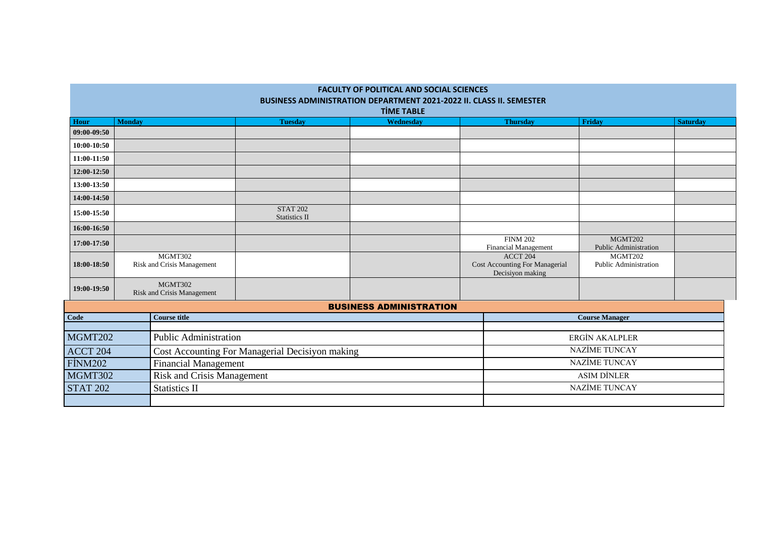**FACULTY OF POLITICAL AND SOCIAL SCIENCES**
**BUSINESS ADMINISTRATION DEPARTMENT 2021-2022 II. CLASS II. SEMESTER**
**TİME TABLE**

| Hour | Monday | Tuesday | Wednesday | Thursday | Friday | Saturday |
|---|---|---|---|---|---|---|
| 09:00-09:50 | | | | | | |
| 10:00-10:50 | | | | | | |
| 11:00-11:50 | | | | | | |
| 12:00-12:50 | | | | | | |
| 13:00-13:50 | | | | | | |
| 14:00-14:50 | | | | | | |
| 15:00-15:50 | | STAT 202 Statistics II | | | | |
| 16:00-16:50 | | | | | | |
| 17:00-17:50 | | | | FINM 202 Financial Management | MGMT202 Public Administration | |
| 18:00-18:50 | MGMT302 Risk and Crisis Management | | | ACCT 204 Cost Accounting For Managerial Decisiyon making | MGMT202 Public Administration | |
| 19:00-19:50 | MGMT302 Risk and Crisis Management | | | | | |

**BUSINESS ADMINISTRATION**

| Code | Course title | Course Manager |
|---|---|---|
| | | |
| MGMT202 | Public Administration | ERGİN AKALPLER |
| ACCT 204 | Cost Accounting For Managerial Decisiyon making | NAZİME TUNCAY |
| FİNM202 | Financial Management | NAZİME TUNCAY |
| MGMT302 | Risk and Crisis Management | ASIM DİNLER |
| STAT 202 | Statistics II | NAZİME TUNCAY |
| | | |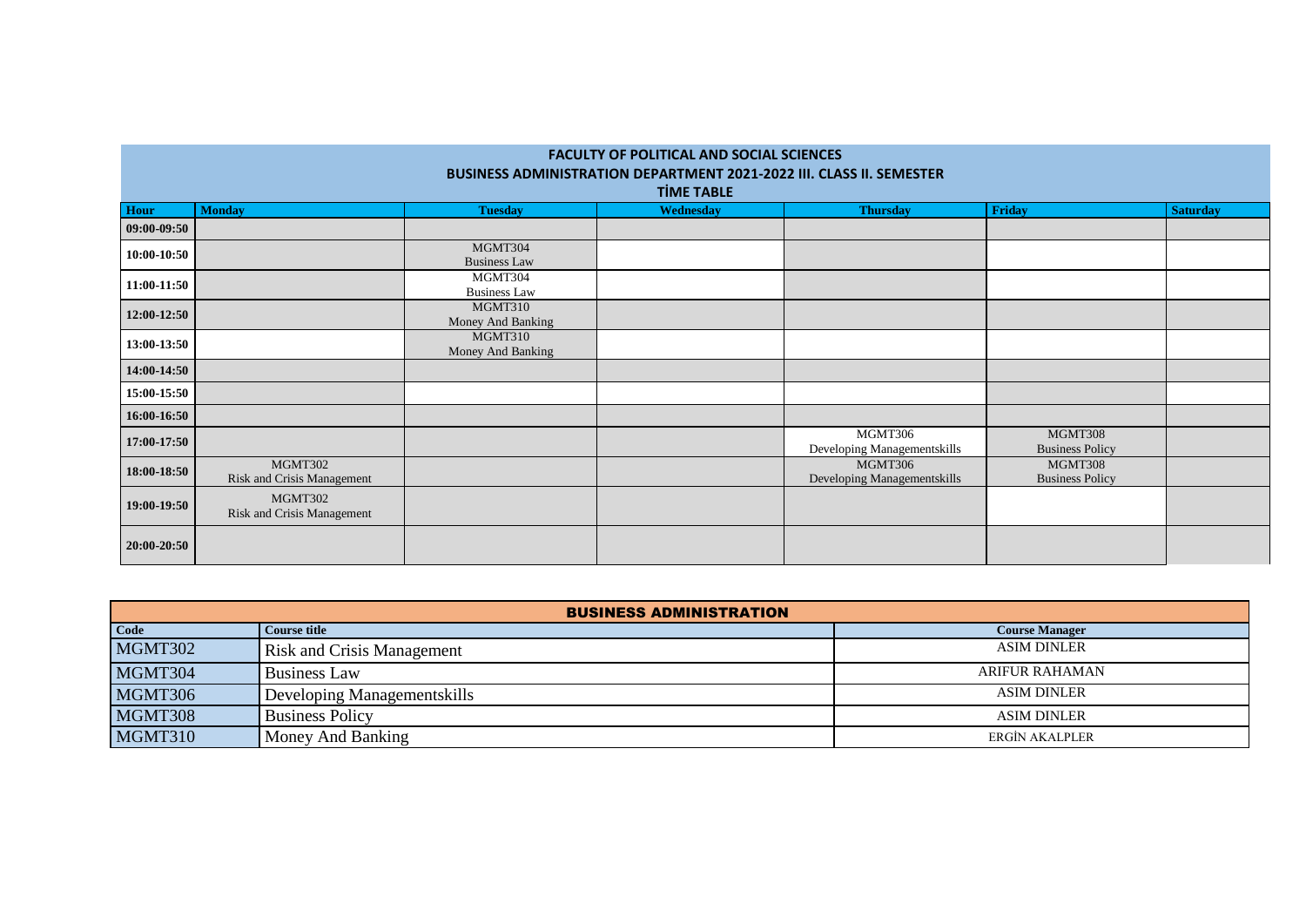# FACULTY OF POLITICAL AND SOCIAL SCIENCES

## BUSINESS ADMINISTRATION DEPARTMENT 2021-2022 III. CLASS II. SEMESTER

### TİME TABLE

| Hour | Monday | Tuesday | Wednesday | Thursday | Friday | Saturday |
|---|---|---|---|---|---|---|
| 09:00-09:50 | | | | | | |
| 10:00-10:50 | | MGMT304 Business Law | | | | |
| 11:00-11:50 | | MGMT304 Business Law | | | | |
| 12:00-12:50 | | MGMT310 Money And Banking | | | | |
| 13:00-13:50 | | MGMT310 Money And Banking | | | | |
| 14:00-14:50 | | | | | | |
| 15:00-15:50 | | | | | | |
| 16:00-16:50 | | | | | | |
| 17:00-17:50 | | | | MGMT306 Developing Managementskills | MGMT308 Business Policy | |
| 18:00-18:50 | MGMT302 Risk and Crisis Management | | | MGMT306 Developing Managementskills | MGMT308 Business Policy | |
| 19:00-19:50 | MGMT302 Risk and Crisis Management | | | | | |
| 20:00-20:50 | | | | | | |

## BUSINESS ADMINISTRATION

| Code | Course title | Course Manager |
|---|---|---|
| MGMT302 | Risk and Crisis Management | ASIM DINLER |
| MGMT304 | Business Law | ARIFUR RAHAMAN |
| MGMT306 | Developing Managementskills | ASIM DINLER |
| MGMT308 | Business Policy | ASIM DINLER |
| MGMT310 | Money And Banking | ERGİN AKALPLER |